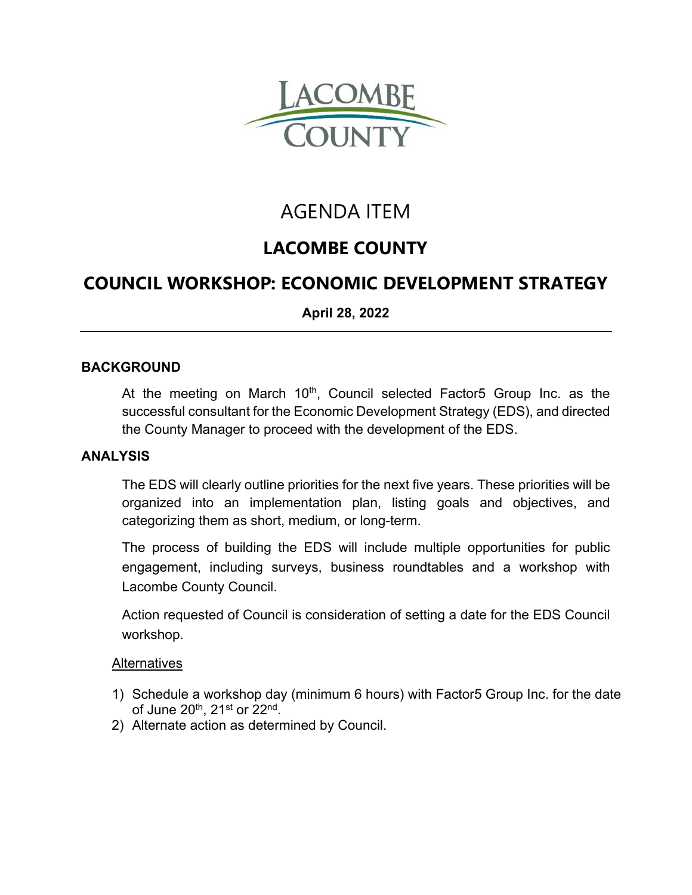LACOMBE COUNTY

# AGENDA ITEM

## LACOMBE COUNTY

## COUNCIL WORKSHOP: ECONOMIC DEVELOPMENT STRATEGY

**April 28, 2022**

---

### BACKGROUND

At the meeting on March 10th, Council selected Factor5 Group Inc. as the successful consultant for the Economic Development Strategy (EDS), and directed the County Manager to proceed with the development of the EDS.

### ANALYSIS

The EDS will clearly outline priorities for the next five years. These priorities will be organized into an implementation plan, listing goals and objectives, and categorizing them as short, medium, or long-term.

The process of building the EDS will include multiple opportunities for public engagement, including surveys, business roundtables and a workshop with Lacombe County Council.

Action requested of Council is consideration of setting a date for the EDS Council workshop.

<u>Alternatives</u>

1) Schedule a workshop day (minimum 6 hours) with Factor5 Group Inc. for the date of June 20th, 21st or 22nd.
2) Alternate action as determined by Council.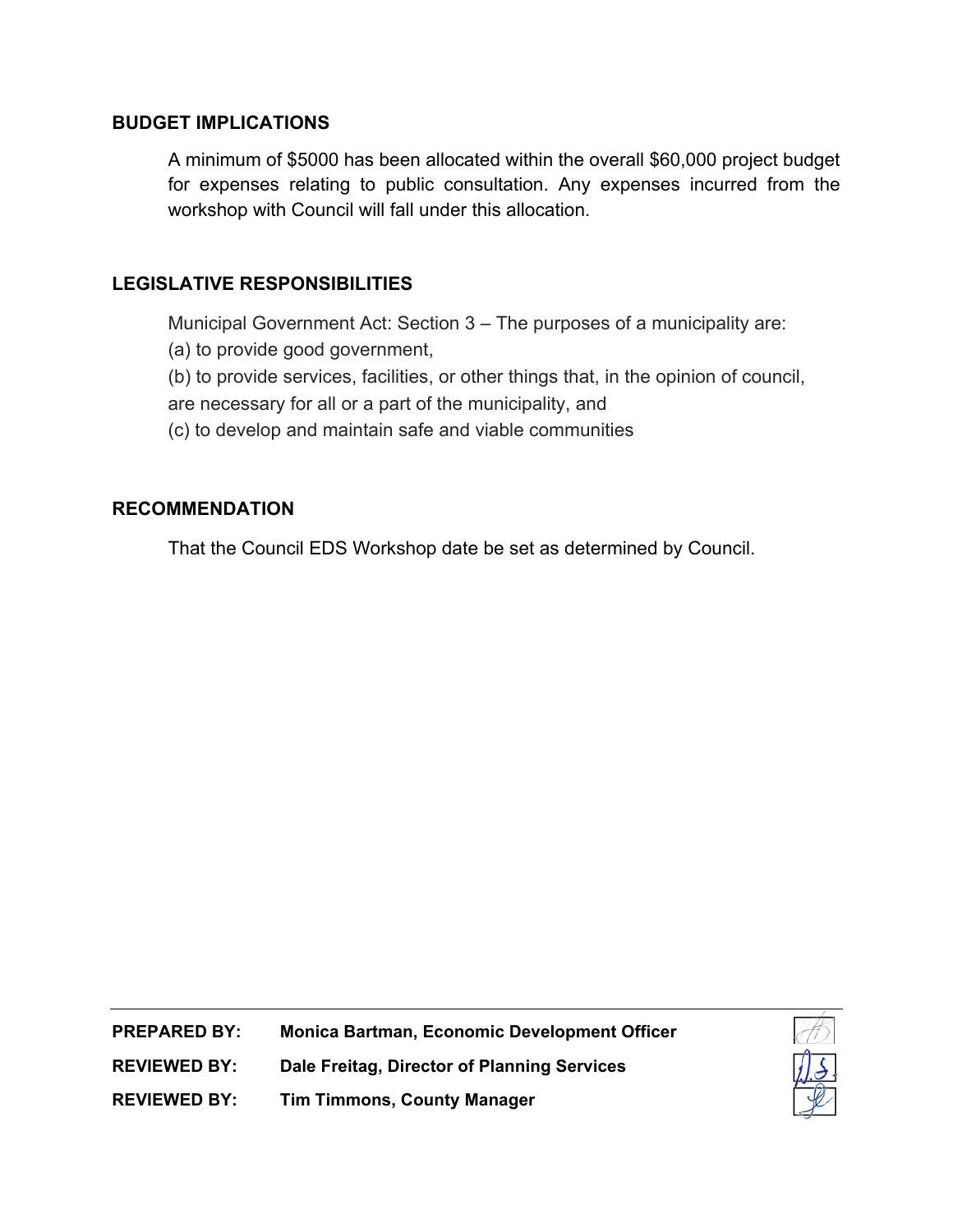## BUDGET IMPLICATIONS

A minimum of $5000 has been allocated within the overall $60,000 project budget for expenses relating to public consultation. Any expenses incurred from the workshop with Council will fall under this allocation.

## LEGISLATIVE RESPONSIBILITIES

Municipal Government Act: Section 3 – The purposes of a municipality are:

(a) to provide good government,

(b) to provide services, facilities, or other things that, in the opinion of council, are necessary for all or a part of the municipality, and

(c) to develop and maintain safe and viable communities

## RECOMMENDATION

That the Council EDS Workshop date be set as determined by Council.

---

**PREPARED BY:** **Monica Bartman, Economic Development Officer**

**REVIEWED BY:** **Dale Freitag, Director of Planning Services**

**REVIEWED BY:** **Tim Timmons, County Manager**